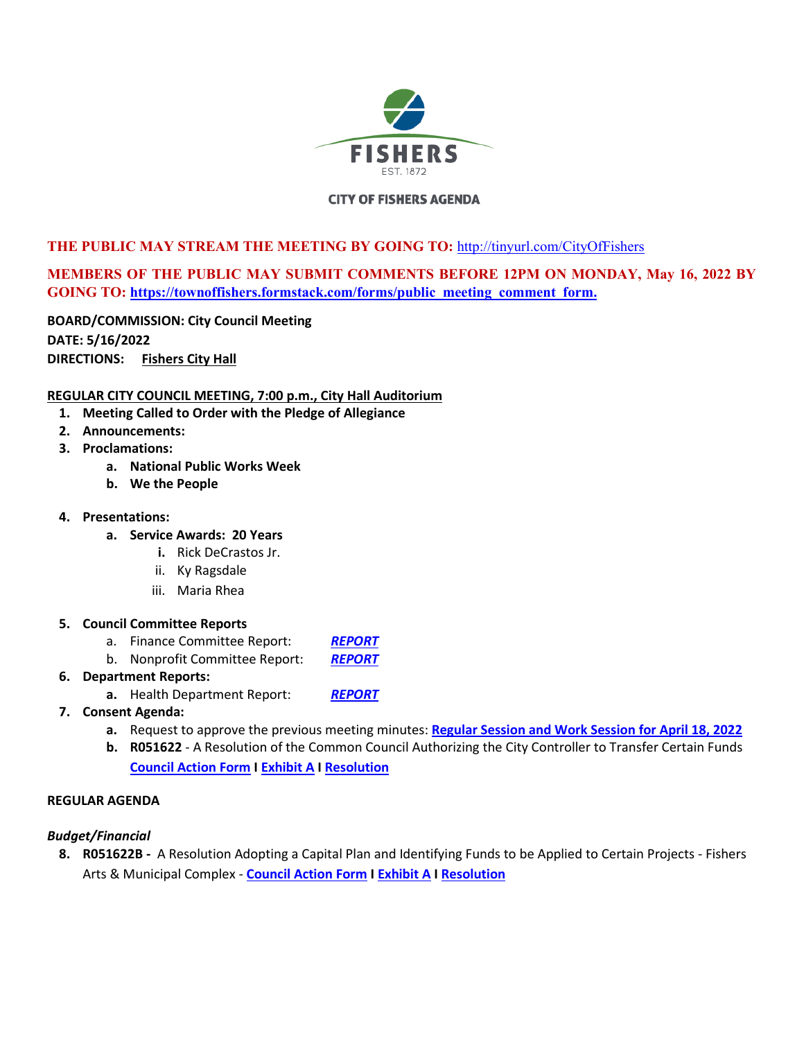FISHERS

EST. 1872

# CITY OF FISHERS AGENDA

**THE PUBLIC MAY STREAM THE MEETING BY GOING TO:** http://tinyurl.com/CityOfFishers

**MEMBERS OF THE PUBLIC MAY SUBMIT COMMENTS BEFORE 12PM ON MONDAY, May 16, 2022 BY GOING TO: https://townoffishers.formstack.com/forms/public_meeting_comment_form.**

**BOARD/COMMISSION: City Council Meeting**
**DATE: 5/16/2022**
**DIRECTIONS: Fishers City Hall**

**REGULAR CITY COUNCIL MEETING, 7:00 p.m., City Hall Auditorium**

1. **Meeting Called to Order with the Pledge of Allegiance**
2. **Announcements:**
3. **Proclamations:**
   a. **National Public Works Week**
   b. **We the People**
4. **Presentations:**
   a. **Service Awards: 20 Years**
      i. Rick DeCrastos Jr.
      ii. Ky Ragsdale
      iii. Maria Rhea
5. **Council Committee Reports**
   a. Finance Committee Report: ***REPORT***
   b. Nonprofit Committee Report: ***REPORT***
6. **Department Reports:**
   a. Health Department Report: ***REPORT***
7. **Consent Agenda:**
   a. Request to approve the previous meeting minutes: **Regular Session and Work Session for April 18, 2022**
   b. **R051622** - A Resolution of the Common Council Authorizing the City Controller to Transfer Certain Funds **Council Action Form I Exhibit A I Resolution**

**REGULAR AGENDA**

***Budget/Financial***

8. **R051622B -** A Resolution Adopting a Capital Plan and Identifying Funds to be Applied to Certain Projects - Fishers Arts & Municipal Complex - **Council Action Form I Exhibit A I Resolution**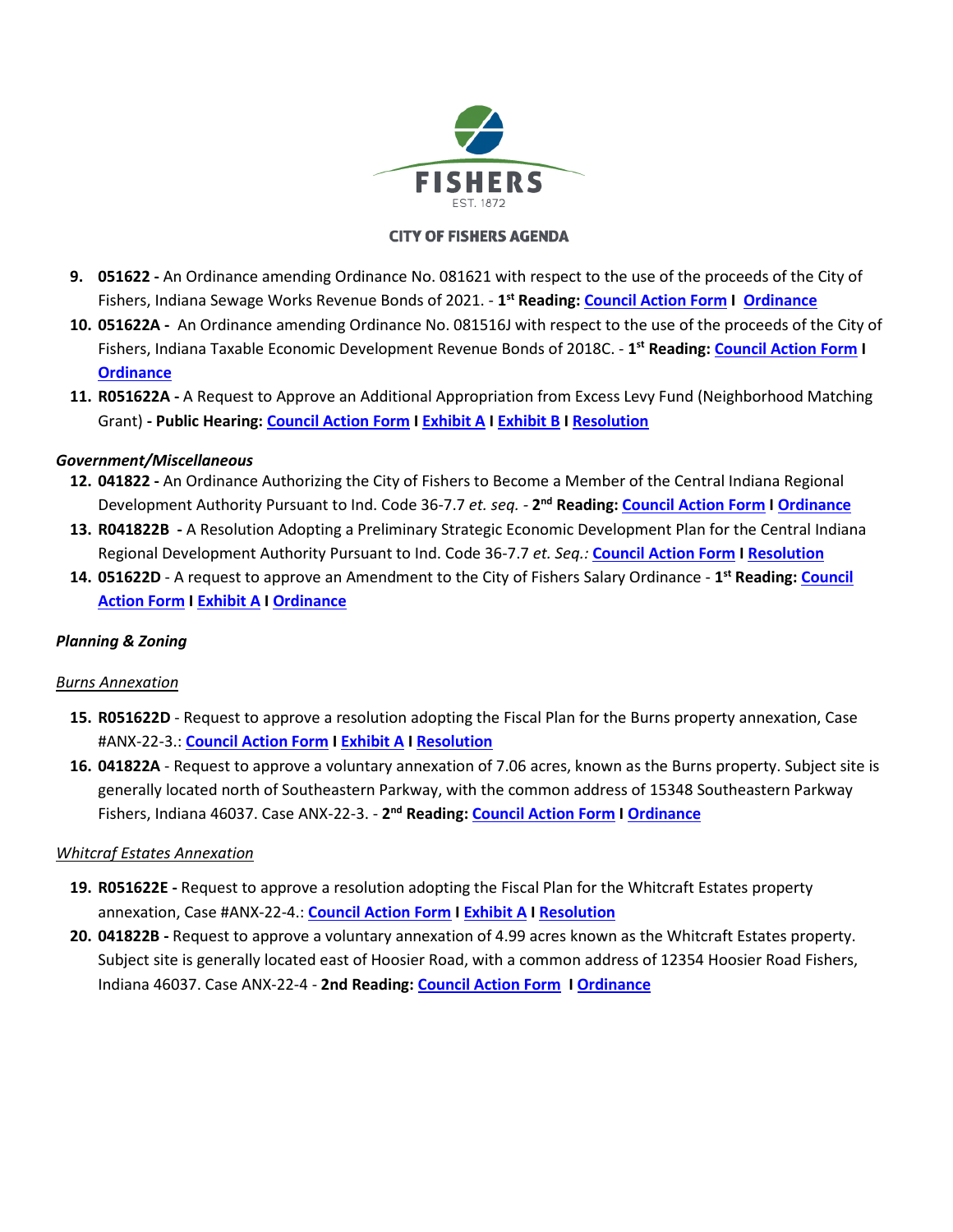**CITY OF FISHERS AGENDA**

9. **051622 -** An Ordinance amending Ordinance No. 081621 with respect to the use of the proceeds of the City of Fishers, Indiana Sewage Works Revenue Bonds of 2021. - **1st Reading: Council Action Form I Ordinance**
10. **051622A -** An Ordinance amending Ordinance No. 081516J with respect to the use of the proceeds of the City of Fishers, Indiana Taxable Economic Development Revenue Bonds of 2018C. - **1st Reading: Council Action Form I Ordinance**
11. **R051622A -** A Request to Approve an Additional Appropriation from Excess Levy Fund (Neighborhood Matching Grant) **- Public Hearing: Council Action Form I Exhibit A I Exhibit B I Resolution**

***Government/Miscellaneous***

12. **041822 -** An Ordinance Authorizing the City of Fishers to Become a Member of the Central Indiana Regional Development Authority Pursuant to Ind. Code 36-7.7 *et. seq.* - **2nd Reading: Council Action Form I Ordinance**
13. **R041822B -** A Resolution Adopting a Preliminary Strategic Economic Development Plan for the Central Indiana Regional Development Authority Pursuant to Ind. Code 36-7.7 *et. Seq.:* **Council Action Form I Resolution**
14. **051622D** - A request to approve an Amendment to the City of Fishers Salary Ordinance - **1st Reading: Council Action Form I Exhibit A I Ordinance**

***Planning & Zoning***

*Burns Annexation*

15. **R051622D** - Request to approve a resolution adopting the Fiscal Plan for the Burns property annexation, Case #ANX-22-3.: **Council Action Form I Exhibit A I Resolution**
16. **041822A** - Request to approve a voluntary annexation of 7.06 acres, known as the Burns property. Subject site is generally located north of Southeastern Parkway, with the common address of 15348 Southeastern Parkway Fishers, Indiana 46037. Case ANX-22-3. - **2nd Reading: Council Action Form I Ordinance**

*Whitcraf Estates Annexation*

19. **R051622E -** Request to approve a resolution adopting the Fiscal Plan for the Whitcraft Estates property annexation, Case #ANX-22-4.: **Council Action Form I Exhibit A I Resolution**
20. **041822B -** Request to approve a voluntary annexation of 4.99 acres known as the Whitcraft Estates property. Subject site is generally located east of Hoosier Road, with a common address of 12354 Hoosier Road Fishers, Indiana 46037. Case ANX-22-4 - **2nd Reading: Council Action Form I Ordinance**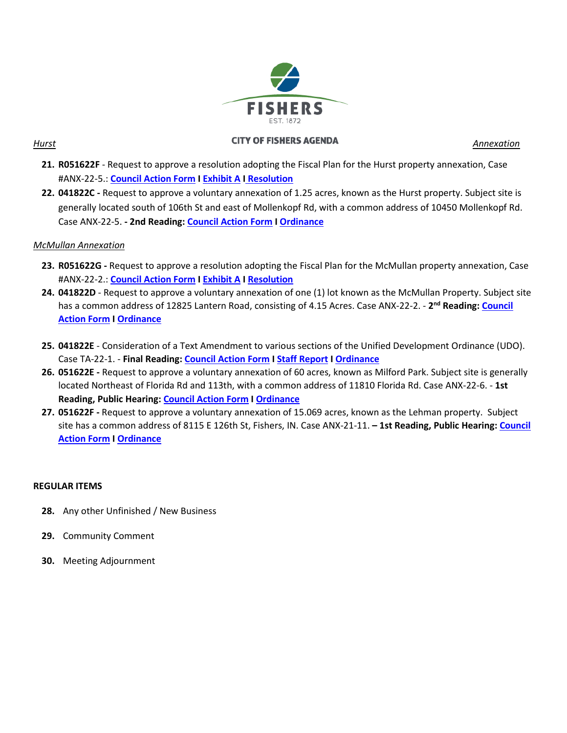FISHERS
EST. 1872

CITY OF FISHERS AGENDA

*Hurst Annexation*

21. **R051622F** - Request to approve a resolution adopting the Fiscal Plan for the Hurst property annexation, Case #ANX-22-5.: **Council Action Form** **I** **Exhibit A** **I** **Resolution**
22. **041822C -** Request to approve a voluntary annexation of 1.25 acres, known as the Hurst property. Subject site is generally located south of 106th St and east of Mollenkopf Rd, with a common address of 10450 Mollenkopf Rd. Case ANX-22-5. **- 2nd Reading:** **Council Action Form** **I** **Ordinance**

*McMullan Annexation*

23. **R051622G -** Request to approve a resolution adopting the Fiscal Plan for the McMullan property annexation, Case #ANX-22-2.: **Council Action Form** **I** **Exhibit A** **I** **Resolution**
24. **041822D** - Request to approve a voluntary annexation of one (1) lot known as the McMullan Property. Subject site has a common address of 12825 Lantern Road, consisting of 4.15 Acres. Case ANX-22-2. - **2nd Reading:** **Council Action Form** **I** **Ordinance**

25. **041822E** - Consideration of a Text Amendment to various sections of the Unified Development Ordinance (UDO). Case TA-22-1. - **Final Reading:** **Council Action Form** **I** **Staff Report** **I** **Ordinance**
26. **051622E -** Request to approve a voluntary annexation of 60 acres, known as Milford Park. Subject site is generally located Northeast of Florida Rd and 113th, with a common address of 11810 Florida Rd. Case ANX-22-6. - **1st Reading, Public Hearing:** **Council Action Form** **I** **Ordinance**
27. **051622F -** Request to approve a voluntary annexation of 15.069 acres, known as the Lehman property. Subject site has a common address of 8115 E 126th St, Fishers, IN. Case ANX-21-11. **– 1st Reading, Public Hearing:** **Council Action Form** **I** **Ordinance**

**REGULAR ITEMS**

28. Any other Unfinished / New Business
29. Community Comment
30. Meeting Adjournment